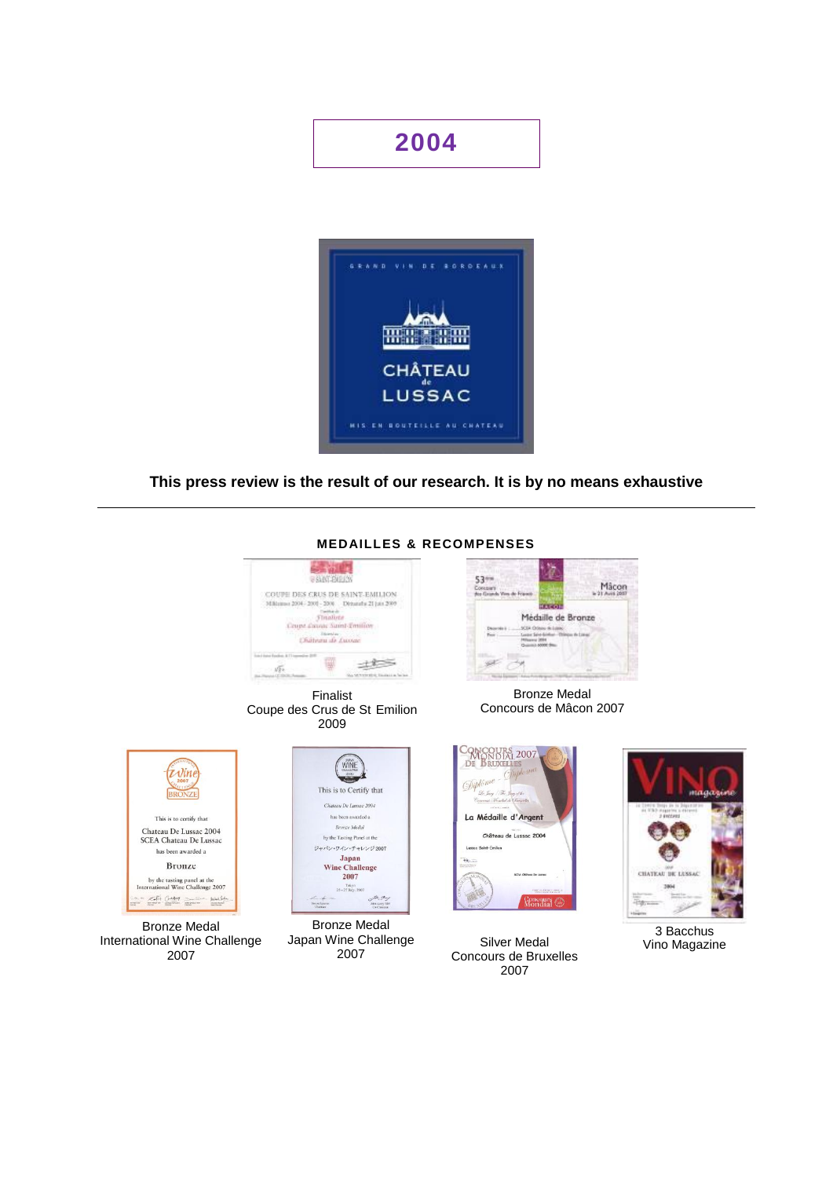# 2004

**This press review is the result of our research. It is by no means exhaustive**

---

### MEDAILLES & RECOMPENSES

Finalist
Coupe des Crus de St Emilion
2009

Bronze Medal
Concours de Mâcon 2007

Bronze Medal
International Wine Challenge
2007

Bronze Medal
Japan Wine Challenge
2007

Silver Medal
Concours de Bruxelles
2007

3 Bacchus
Vino Magazine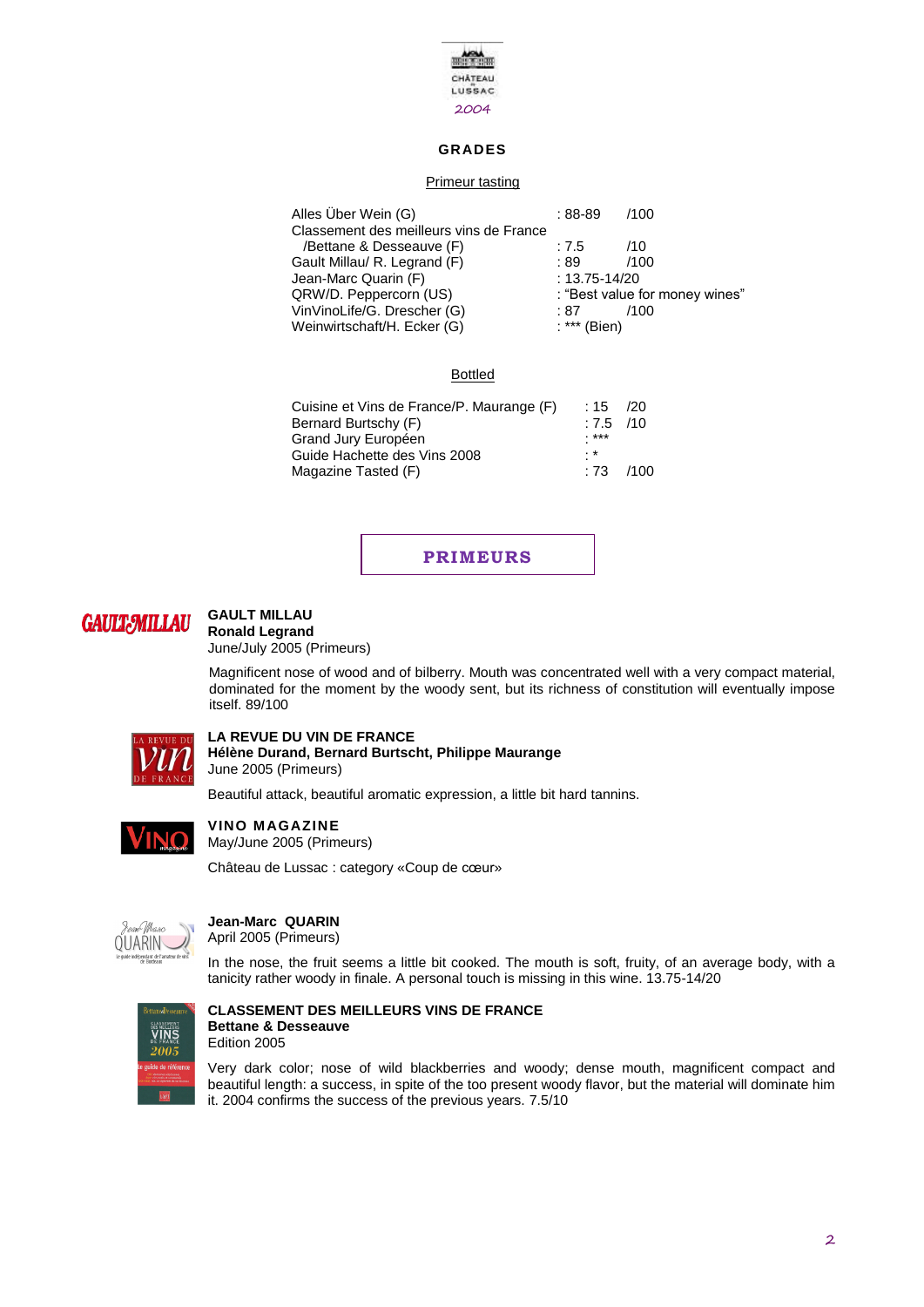CHÂTEAU LUSSAC

2004

## GRADES

### Primeur tasting

| | | |
|---|---|---|
| Alles Über Wein (G) | : 88-89 | /100 |
| Classement des meilleurs vins de France /Bettane & Desseauve (F) | : 7.5 | /10 |
| Gault Millau/ R. Legrand (F) | : 89 | /100 |
| Jean-Marc Quarin (F) | : 13.75-14/20 | |
| QRW/D. Peppercorn (US) | : "Best value for money wines" | |
| VinVinoLife/G. Drescher (G) | : 87 | /100 |
| Weinwirtschaft/H. Ecker (G) | : *** (Bien) | |

### Bottled

| | | |
|---|---|---|
| Cuisine et Vins de France/P. Maurange (F) | : 15 | /20 |
| Bernard Burtschy (F) | : 7.5 | /10 |
| Grand Jury Européen | : *** | |
| Guide Hachette des Vins 2008 | : * | |
| Magazine Tasted (F) | : 73 | /100 |

## PRIMEURS

**GAULT MILLAU**
**Ronald Legrand**
June/July 2005 (Primeurs)

Magnificent nose of wood and of bilberry. Mouth was concentrated well with a very compact material, dominated for the moment by the woody sent, but its richness of constitution will eventually impose itself. 89/100

**LA REVUE DU VIN DE FRANCE**
**Hélène Durand, Bernard Burtscht, Philippe Maurange**
June 2005 (Primeurs)

Beautiful attack, beautiful aromatic expression, a little bit hard tannins.

**VINO MAGAZINE**
May/June 2005 (Primeurs)

Château de Lussac : category «Coup de cœur»

**Jean-Marc QUARIN**
April 2005 (Primeurs)

In the nose, the fruit seems a little bit cooked. The mouth is soft, fruity, of an average body, with a tanicity rather woody in finale. A personal touch is missing in this wine. 13.75-14/20

**CLASSEMENT DES MEILLEURS VINS DE FRANCE**
**Bettane & Desseauve**
Edition 2005

Very dark color; nose of wild blackberries and woody; dense mouth, magnificent compact and beautiful length: a success, in spite of the too present woody flavor, but the material will dominate him it. 2004 confirms the success of the previous years. 7.5/10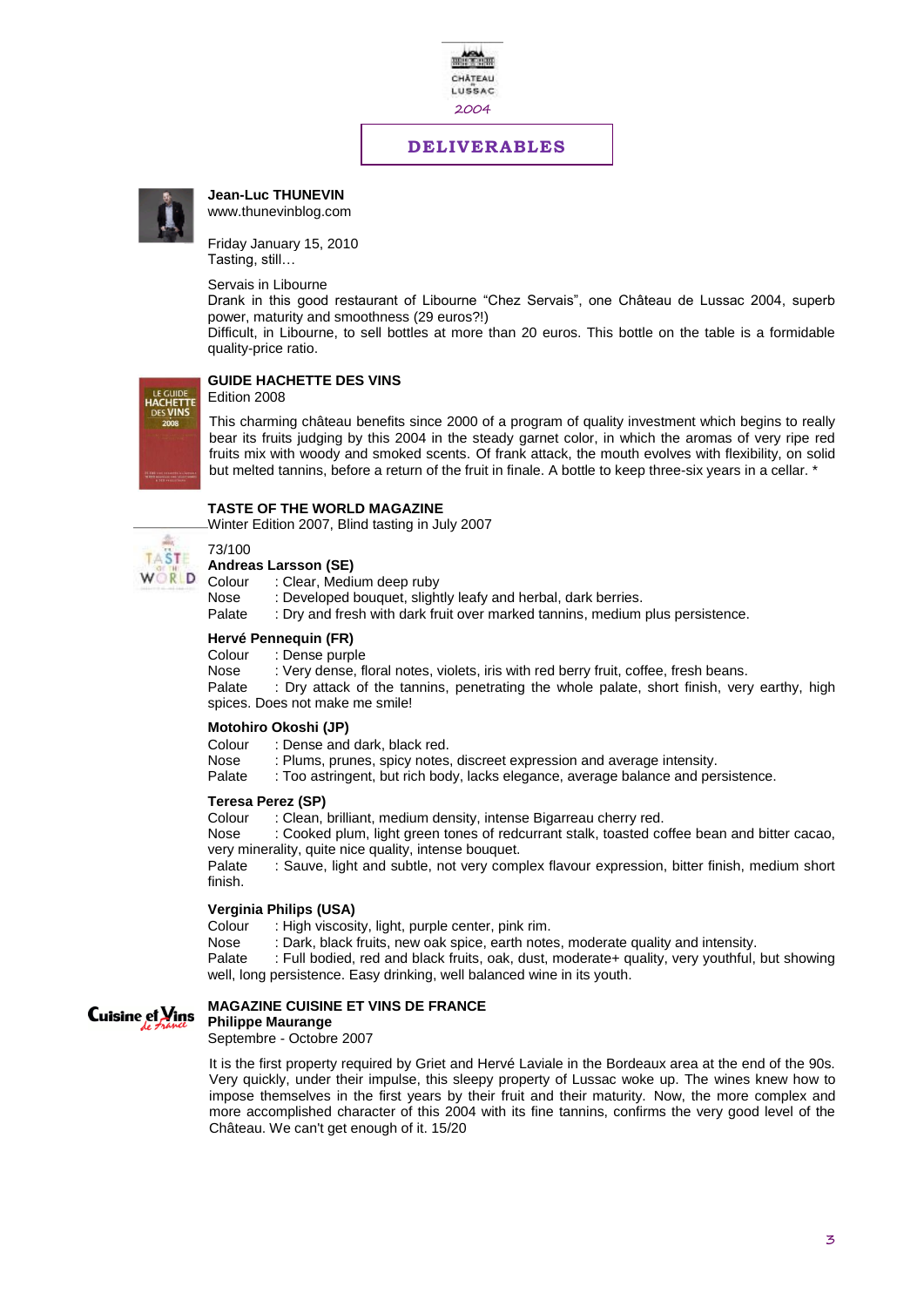CHÂTEAU LUSSAC

2004

# DELIVERABLES

**Jean-Luc THUNEVIN**
www.thunevinblog.com

Friday January 15, 2010
Tasting, still…

Servais in Libourne
Drank in this good restaurant of Libourne "Chez Servais", one Château de Lussac 2004, superb power, maturity and smoothness (29 euros?!)
Difficult, in Libourne, to sell bottles at more than 20 euros. This bottle on the table is a formidable quality-price ratio.

**GUIDE HACHETTE DES VINS**
Edition 2008

This charming château benefits since 2000 of a program of quality investment which begins to really bear its fruits judging by this 2004 in the steady garnet color, in which the aromas of very ripe red fruits mix with woody and smoked scents. Of frank attack, the mouth evolves with flexibility, on solid but melted tannins, before a return of the fruit in finale. A bottle to keep three-six years in a cellar. *

**TASTE OF THE WORLD MAGAZINE**
Winter Edition 2007, Blind tasting in July 2007

73/100

**Andreas Larsson (SE)**
Colour : Clear, Medium deep ruby
Nose : Developed bouquet, slightly leafy and herbal, dark berries.
Palate : Dry and fresh with dark fruit over marked tannins, medium plus persistence.

**Hervé Pennequin (FR)**
Colour : Dense purple
Nose : Very dense, floral notes, violets, iris with red berry fruit, coffee, fresh beans.
Palate : Dry attack of the tannins, penetrating the whole palate, short finish, very earthy, high spices. Does not make me smile!

**Motohiro Okoshi (JP)**
Colour : Dense and dark, black red.
Nose : Plums, prunes, spicy notes, discreet expression and average intensity.
Palate : Too astringent, but rich body, lacks elegance, average balance and persistence.

**Teresa Perez (SP)**
Colour : Clean, brilliant, medium density, intense Bigarreau cherry red.
Nose : Cooked plum, light green tones of redcurrant stalk, toasted coffee bean and bitter cacao, very minerality, quite nice quality, intense bouquet.
Palate : Sauve, light and subtle, not very complex flavour expression, bitter finish, medium short finish.

**Verginia Philips (USA)**
Colour : High viscosity, light, purple center, pink rim.
Nose : Dark, black fruits, new oak spice, earth notes, moderate quality and intensity.
Palate : Full bodied, red and black fruits, oak, dust, moderate+ quality, very youthful, but showing well, long persistence. Easy drinking, well balanced wine in its youth.

**MAGAZINE CUISINE ET VINS DE FRANCE**
**Philippe Maurange**
Septembre - Octobre 2007

It is the first property required by Griet and Hervé Laviale in the Bordeaux area at the end of the 90s. Very quickly, under their impulse, this sleepy property of Lussac woke up. The wines knew how to impose themselves in the first years by their fruit and their maturity. Now, the more complex and more accomplished character of this 2004 with its fine tannins, confirms the very good level of the Château. We can't get enough of it. 15/20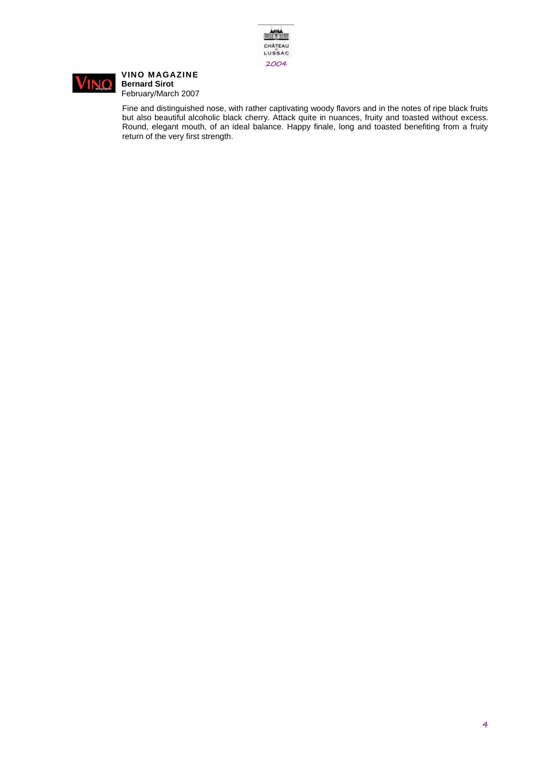CHÂTEAU LUSSAC

2004

**VINO MAGAZINE**

**Bernard Sirot**

February/March 2007

Fine and distinguished nose, with rather captivating woody flavors and in the notes of ripe black fruits but also beautiful alcoholic black cherry. Attack quite in nuances, fruity and toasted without excess. Round, elegant mouth, of an ideal balance. Happy finale, long and toasted benefiting from a fruity return of the very first strength.